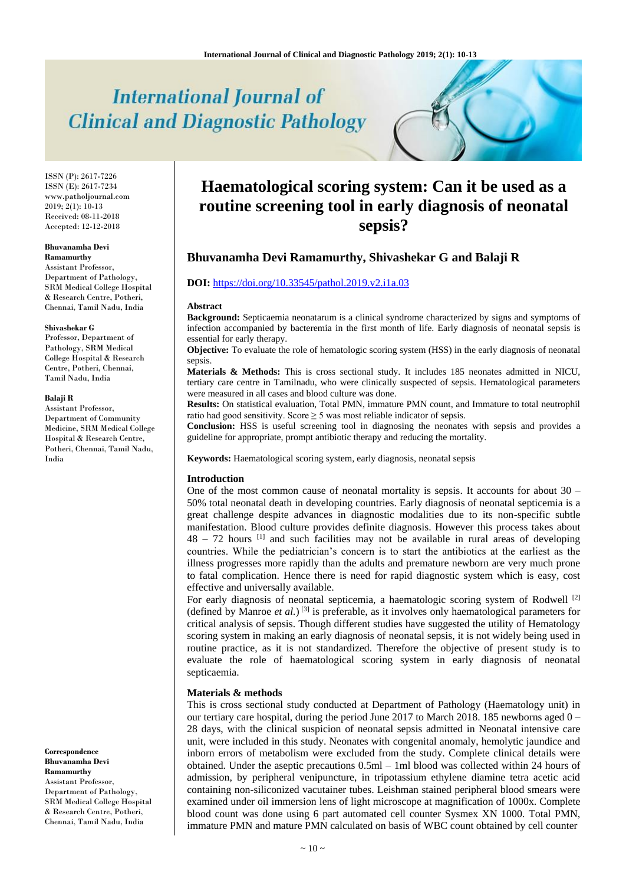# International Journal of Clinical and Diagnostic Pathology

ISSN (P): 2617-7226
ISSN (E): 2617-7234
www.patholjournal.com
2019; 2(1): 10-13
Received: 08-11-2018
Accepted: 12-12-2018

**Bhuvanamha Devi Ramamurthy**
Assistant Professor, Department of Pathology, SRM Medical College Hospital & Research Centre, Potheri, Chennai, Tamil Nadu, India

**Shivashekar G**
Professor, Department of Pathology, SRM Medical College Hospital & Research Centre, Potheri, Chennai, Tamil Nadu, India

**Balaji R**
Assistant Professor, Department of Community Medicine, SRM Medical College Hospital & Research Centre, Potheri, Chennai, Tamil Nadu, India

**Correspondence**
**Bhuvanamha Devi Ramamurthy**
Assistant Professor, Department of Pathology, SRM Medical College Hospital & Research Centre, Potheri, Chennai, Tamil Nadu, India

# Haematological scoring system: Can it be used as a routine screening tool in early diagnosis of neonatal sepsis?

**Bhuvanamha Devi Ramamurthy, Shivashekar G and Balaji R**

**DOI:** https://doi.org/10.33545/pathol.2019.v2.i1a.03

### Abstract

**Background:** Septicaemia neonatarum is a clinical syndrome characterized by signs and symptoms of infection accompanied by bacteremia in the first month of life. Early diagnosis of neonatal sepsis is essential for early therapy.

**Objective:** To evaluate the role of hematologic scoring system (HSS) in the early diagnosis of neonatal sepsis.

**Materials & Methods:** This is cross sectional study. It includes 185 neonates admitted in NICU, tertiary care centre in Tamilnadu, who were clinically suspected of sepsis. Hematological parameters were measured in all cases and blood culture was done.

**Results:** On statistical evaluation, Total PMN, immature PMN count, and Immature to total neutrophil ratio had good sensitivity. Score $\geq 5$ was most reliable indicator of sepsis.

**Conclusion:** HSS is useful screening tool in diagnosing the neonates with sepsis and provides a guideline for appropriate, prompt antibiotic therapy and reducing the mortality.

**Keywords:** Haematological scoring system, early diagnosis, neonatal sepsis

## Introduction

One of the most common cause of neonatal mortality is sepsis. It accounts for about 30 – 50% total neonatal death in developing countries. Early diagnosis of neonatal septicemia is a great challenge despite advances in diagnostic modalities due to its non-specific subtle manifestation. Blood culture provides definite diagnosis. However this process takes about 48 – 72 hours [1] and such facilities may not be available in rural areas of developing countries. While the pediatrician's concern is to start the antibiotics at the earliest as the illness progresses more rapidly than the adults and premature newborn are very much prone to fatal complication. Hence there is need for rapid diagnostic system which is easy, cost effective and universally available.

For early diagnosis of neonatal septicemia, a haematologic scoring system of Rodwell [2] (defined by Manroe *et al.*) [3] is preferable, as it involves only haematological parameters for critical analysis of sepsis. Though different studies have suggested the utility of Hematology scoring system in making an early diagnosis of neonatal sepsis, it is not widely being used in routine practice, as it is not standardized. Therefore the objective of present study is to evaluate the role of haematological scoring system in early diagnosis of neonatal septicaemia.

## Materials & methods

This is cross sectional study conducted at Department of Pathology (Haematology unit) in our tertiary care hospital, during the period June 2017 to March 2018. 185 newborns aged 0 – 28 days, with the clinical suspicion of neonatal sepsis admitted in Neonatal intensive care unit, were included in this study. Neonates with congenital anomaly, hemolytic jaundice and inborn errors of metabolism were excluded from the study. Complete clinical details were obtained. Under the aseptic precautions 0.5ml – 1ml blood was collected within 24 hours of admission, by peripheral venipuncture, in tripotassium ethylene diamine tetra acetic acid containing non-siliconized vacutainer tubes. Leishman stained peripheral blood smears were examined under oil immersion lens of light microscope at magnification of 1000x. Complete blood count was done using 6 part automated cell counter Sysmex XN 1000. Total PMN, immature PMN and mature PMN calculated on basis of WBC count obtained by cell counter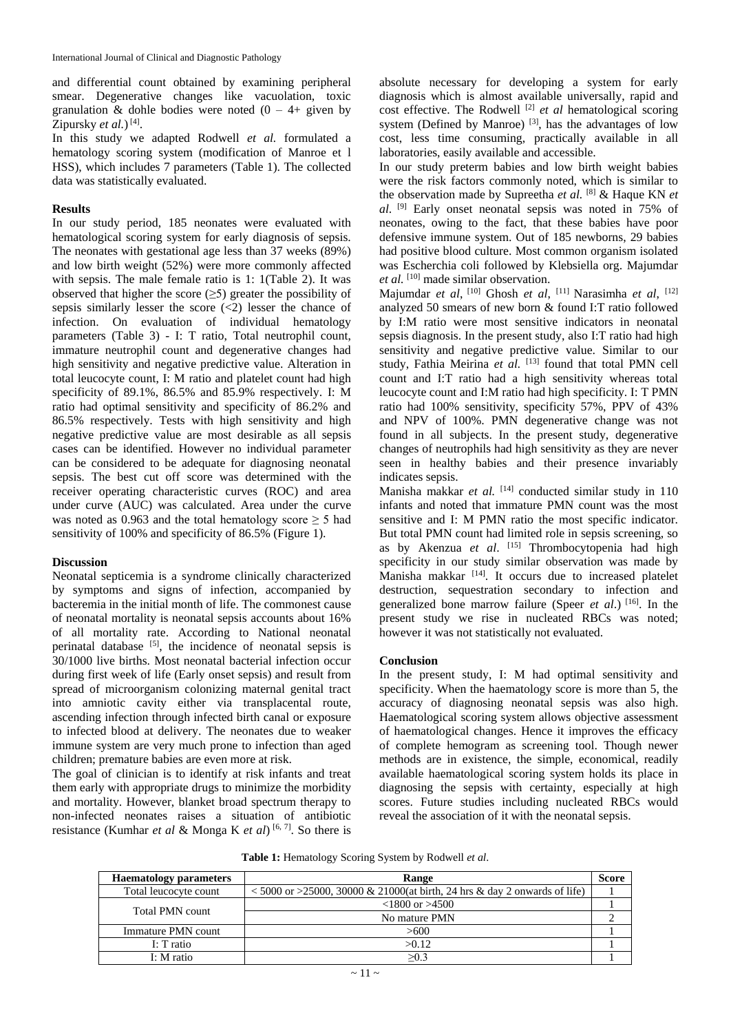and differential count obtained by examining peripheral smear. Degenerative changes like vacuolation, toxic granulation & dohle bodies were noted (0 – 4+ given by Zipursky *et al.*) [4].

In this study we adapted Rodwell *et al.* formulated a hematology scoring system (modification of Manroe et l HSS), which includes 7 parameters (Table 1). The collected data was statistically evaluated.

## Results

In our study period, 185 neonates were evaluated with hematological scoring system for early diagnosis of sepsis. The neonates with gestational age less than 37 weeks (89%) and low birth weight (52%) were more commonly affected with sepsis. The male female ratio is 1: 1(Table 2). It was observed that higher the score (≥5) greater the possibility of sepsis similarly lesser the score (<2) lesser the chance of infection. On evaluation of individual hematology parameters (Table 3) - I: T ratio, Total neutrophil count, immature neutrophil count and degenerative changes had high sensitivity and negative predictive value. Alteration in total leucocyte count, I: M ratio and platelet count had high specificity of 89.1%, 86.5% and 85.9% respectively. I: M ratio had optimal sensitivity and specificity of 86.2% and 86.5% respectively. Tests with high sensitivity and high negative predictive value are most desirable as all sepsis cases can be identified. However no individual parameter can be considered to be adequate for diagnosing neonatal sepsis. The best cut off score was determined with the receiver operating characteristic curves (ROC) and area under curve (AUC) was calculated. Area under the curve was noted as 0.963 and the total hematology score ≥ 5 had sensitivity of 100% and specificity of 86.5% (Figure 1).

## Discussion

Neonatal septicemia is a syndrome clinically characterized by symptoms and signs of infection, accompanied by bacteremia in the initial month of life. The commonest cause of neonatal mortality is neonatal sepsis accounts about 16% of all mortality rate. According to National neonatal perinatal database [5], the incidence of neonatal sepsis is 30/1000 live births. Most neonatal bacterial infection occur during first week of life (Early onset sepsis) and result from spread of microorganism colonizing maternal genital tract into amniotic cavity either via transplacental route, ascending infection through infected birth canal or exposure to infected blood at delivery. The neonates due to weaker immune system are very much prone to infection than aged children; premature babies are even more at risk.

The goal of clinician is to identify at risk infants and treat them early with appropriate drugs to minimize the morbidity and mortality. However, blanket broad spectrum therapy to non-infected neonates raises a situation of antibiotic resistance (Kumhar *et al* & Monga K *et al*) [6, 7]. So there is absolute necessary for developing a system for early diagnosis which is almost available universally, rapid and cost effective. The Rodwell [2] *et al* hematological scoring system (Defined by Manroe) [3], has the advantages of low cost, less time consuming, practically available in all laboratories, easily available and accessible.

In our study preterm babies and low birth weight babies were the risk factors commonly noted, which is similar to the observation made by Supreetha *et al.* [8] & Haque KN *et al.* [9] Early onset neonatal sepsis was noted in 75% of neonates, owing to the fact, that these babies have poor defensive immune system. Out of 185 newborns, 29 babies had positive blood culture. Most common organism isolated was Escherchia coli followed by Klebsiella org. Majumdar *et al.* [10] made similar observation.

Majumdar *et al*, [10] Ghosh *et al*, [11] Narasimha *et al*, [12] analyzed 50 smears of new born & found I:T ratio followed by I:M ratio were most sensitive indicators in neonatal sepsis diagnosis. In the present study, also I:T ratio had high sensitivity and negative predictive value. Similar to our study, Fathia Meirina *et al.* [13] found that total PMN cell count and I:T ratio had a high sensitivity whereas total leucocyte count and I:M ratio had high specificity. I: T PMN ratio had 100% sensitivity, specificity 57%, PPV of 43% and NPV of 100%. PMN degenerative change was not found in all subjects. In the present study, degenerative changes of neutrophils had high sensitivity as they are never seen in healthy babies and their presence invariably indicates sepsis.

Manisha makkar *et al.* [14] conducted similar study in 110 infants and noted that immature PMN count was the most sensitive and I: M PMN ratio the most specific indicator. But total PMN count had limited role in sepsis screening, so as by Akenzua *et al*. [15] Thrombocytopenia had high specificity in our study similar observation was made by Manisha makkar [14]. It occurs due to increased platelet destruction, sequestration secondary to infection and generalized bone marrow failure (Speer *et al.*) [16]. In the present study we rise in nucleated RBCs was noted; however it was not statistically not evaluated.

## Conclusion

In the present study, I: M had optimal sensitivity and specificity. When the haematology score is more than 5, the accuracy of diagnosing neonatal sepsis was also high. Haematological scoring system allows objective assessment of haematological changes. Hence it improves the efficacy of complete hemogram as screening tool. Though newer methods are in existence, the simple, economical, readily available haematological scoring system holds its place in diagnosing the sepsis with certainty, especially at high scores. Future studies including nucleated RBCs would reveal the association of it with the neonatal sepsis.

**Table 1:** Hematology Scoring System by Rodwell *et al*.

| Haematology parameters | Range | Score |
|---|---|---|
| Total leucocyte count | < 5000 or >25000, 30000 & 21000(at birth, 24 hrs & day 2 onwards of life) | 1 |
| Total PMN count | <1800 or >4500 | 1 |
| | No mature PMN | 2 |
| Immature PMN count | >600 | 1 |
| I: T ratio | >0.12 | 1 |
| I: M ratio | ≥0.3 | 1 |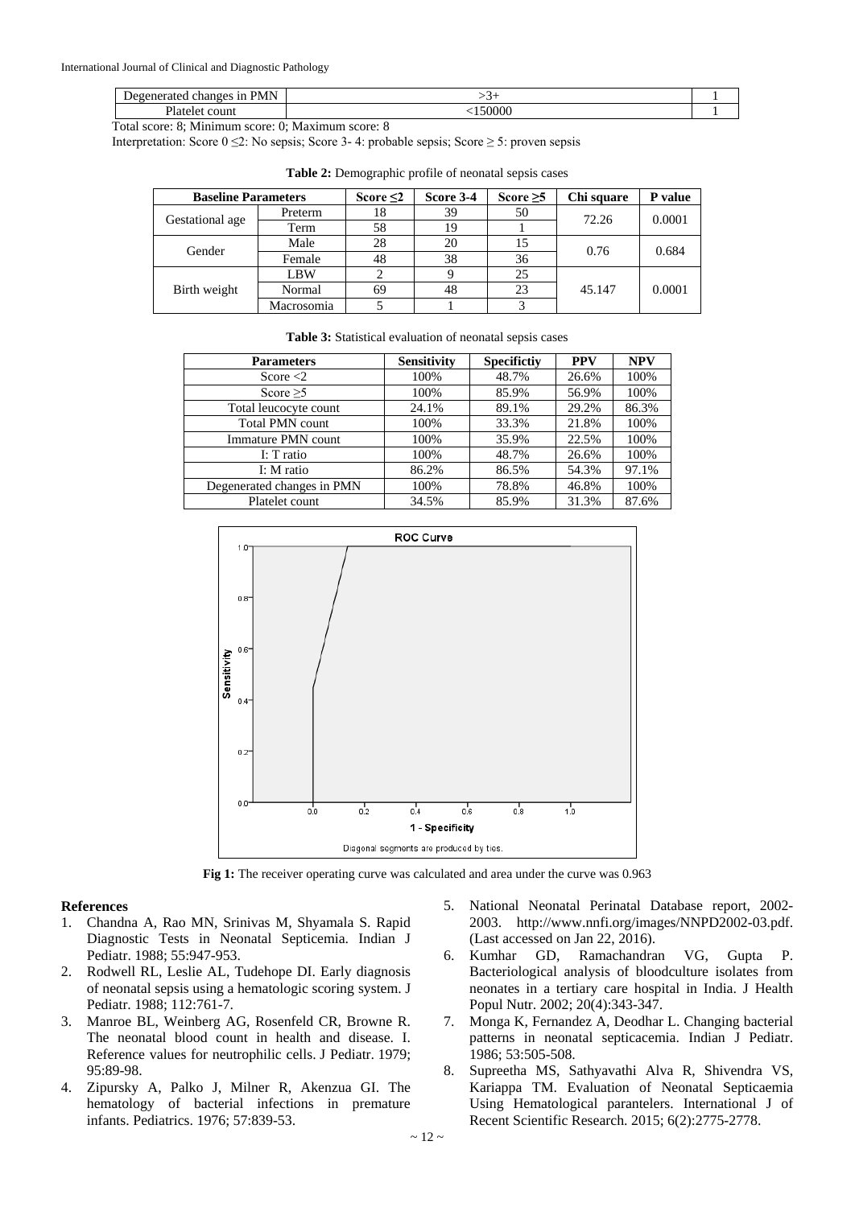| Degenerated changes in PMN | >3+ | 1 |
|---|---|---|
| Platelet count | <150000 | 1 |

Total score: 8; Minimum score: 0; Maximum score: 8

Interpretation: Score 0 ≤2: No sepsis; Score 3- 4: probable sepsis; Score ≥ 5: proven sepsis

**Table 2:** Demographic profile of neonatal sepsis cases

| Baseline Parameters | | Score ≤2 | Score 3-4 | Score ≥5 | Chi square | P value |
|---|---|---|---|---|---|---|
| Gestational age | Preterm | 18 | 39 | 50 | 72.26 | 0.0001 |
| | Term | 58 | 19 | 1 | | |
| Gender | Male | 28 | 20 | 15 | 0.76 | 0.684 |
| | Female | 48 | 38 | 36 | | |
| Birth weight | LBW | 2 | 9 | 25 | 45.147 | 0.0001 |
| | Normal | 69 | 48 | 23 | | |
| | Macrosomia | 5 | 1 | 3 | | |

**Table 3:** Statistical evaluation of neonatal sepsis cases

| Parameters | Sensitivity | Specifictiy | PPV | NPV |
|---|---|---|---|---|
| Score <2 | 100% | 48.7% | 26.6% | 100% |
| Score ≥5 | 100% | 85.9% | 56.9% | 100% |
| Total leucocyte count | 24.1% | 89.1% | 29.2% | 86.3% |
| Total PMN count | 100% | 33.3% | 21.8% | 100% |
| Immature PMN count | 100% | 35.9% | 22.5% | 100% |
| I: T ratio | 100% | 48.7% | 26.6% | 100% |
| I: M ratio | 86.2% | 86.5% | 54.3% | 97.1% |
| Degenerated changes in PMN | 100% | 78.8% | 46.8% | 100% |
| Platelet count | 34.5% | 85.9% | 31.3% | 87.6% |

**Fig 1:** The receiver operating curve was calculated and area under the curve was 0.963

## References

1. Chandna A, Rao MN, Srinivas M, Shyamala S. Rapid Diagnostic Tests in Neonatal Septicemia. Indian J Pediatr. 1988; 55:947-953.
2. Rodwell RL, Leslie AL, Tudehope DI. Early diagnosis of neonatal sepsis using a hematologic scoring system. J Pediatr. 1988; 112:761-7.
3. Manroe BL, Weinberg AG, Rosenfeld CR, Browne R. The neonatal blood count in health and disease. I. Reference values for neutrophilic cells. J Pediatr. 1979; 95:89-98.
4. Zipursky A, Palko J, Milner R, Akenzua GI. The hematology of bacterial infections in premature infants. Pediatrics. 1976; 57:839-53.
5. National Neonatal Perinatal Database report, 2002-2003. http://www.nnfi.org/images/NNPD2002-03.pdf. (Last accessed on Jan 22, 2016).
6. Kumhar GD, Ramachandran VG, Gupta P. Bacteriological analysis of bloodculture isolates from neonates in a tertiary care hospital in India. J Health Popul Nutr. 2002; 20(4):343-347.
7. Monga K, Fernandez A, Deodhar L. Changing bacterial patterns in neonatal septicacemia. Indian J Pediatr. 1986; 53:505-508.
8. Supreetha MS, Sathyavathi Alva R, Shivendra VS, Kariappa TM. Evaluation of Neonatal Septicaemia Using Hematological parantelers. International J of Recent Scientific Research. 2015; 6(2):2775-2778.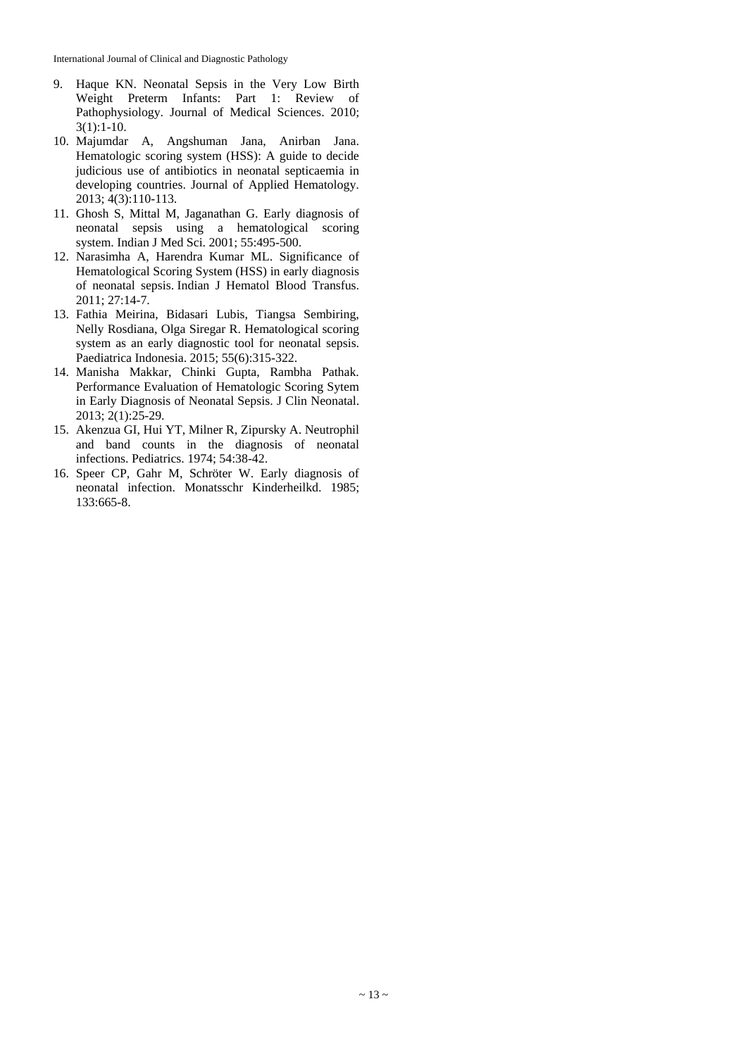9. Haque KN. Neonatal Sepsis in the Very Low Birth Weight Preterm Infants: Part 1: Review of Pathophysiology. Journal of Medical Sciences. 2010; 3(1):1-10.
10. Majumdar A, Angshuman Jana, Anirban Jana. Hematologic scoring system (HSS): A guide to decide judicious use of antibiotics in neonatal septicaemia in developing countries. Journal of Applied Hematology. 2013; 4(3):110-113.
11. Ghosh S, Mittal M, Jaganathan G. Early diagnosis of neonatal sepsis using a hematological scoring system. Indian J Med Sci. 2001; 55:495-500.
12. Narasimha A, Harendra Kumar ML. Significance of Hematological Scoring System (HSS) in early diagnosis of neonatal sepsis. Indian J Hematol Blood Transfus. 2011; 27:14-7.
13. Fathia Meirina, Bidasari Lubis, Tiangsa Sembiring, Nelly Rosdiana, Olga Siregar R. Hematological scoring system as an early diagnostic tool for neonatal sepsis. Paediatrica Indonesia. 2015; 55(6):315-322.
14. Manisha Makkar, Chinki Gupta, Rambha Pathak. Performance Evaluation of Hematologic Scoring Sytem in Early Diagnosis of Neonatal Sepsis. J Clin Neonatal. 2013; 2(1):25-29.
15. Akenzua GI, Hui YT, Milner R, Zipursky A. Neutrophil and band counts in the diagnosis of neonatal infections. Pediatrics. 1974; 54:38-42.
16. Speer CP, Gahr M, Schröter W. Early diagnosis of neonatal infection. Monatsschr Kinderheilkd. 1985; 133:665-8.